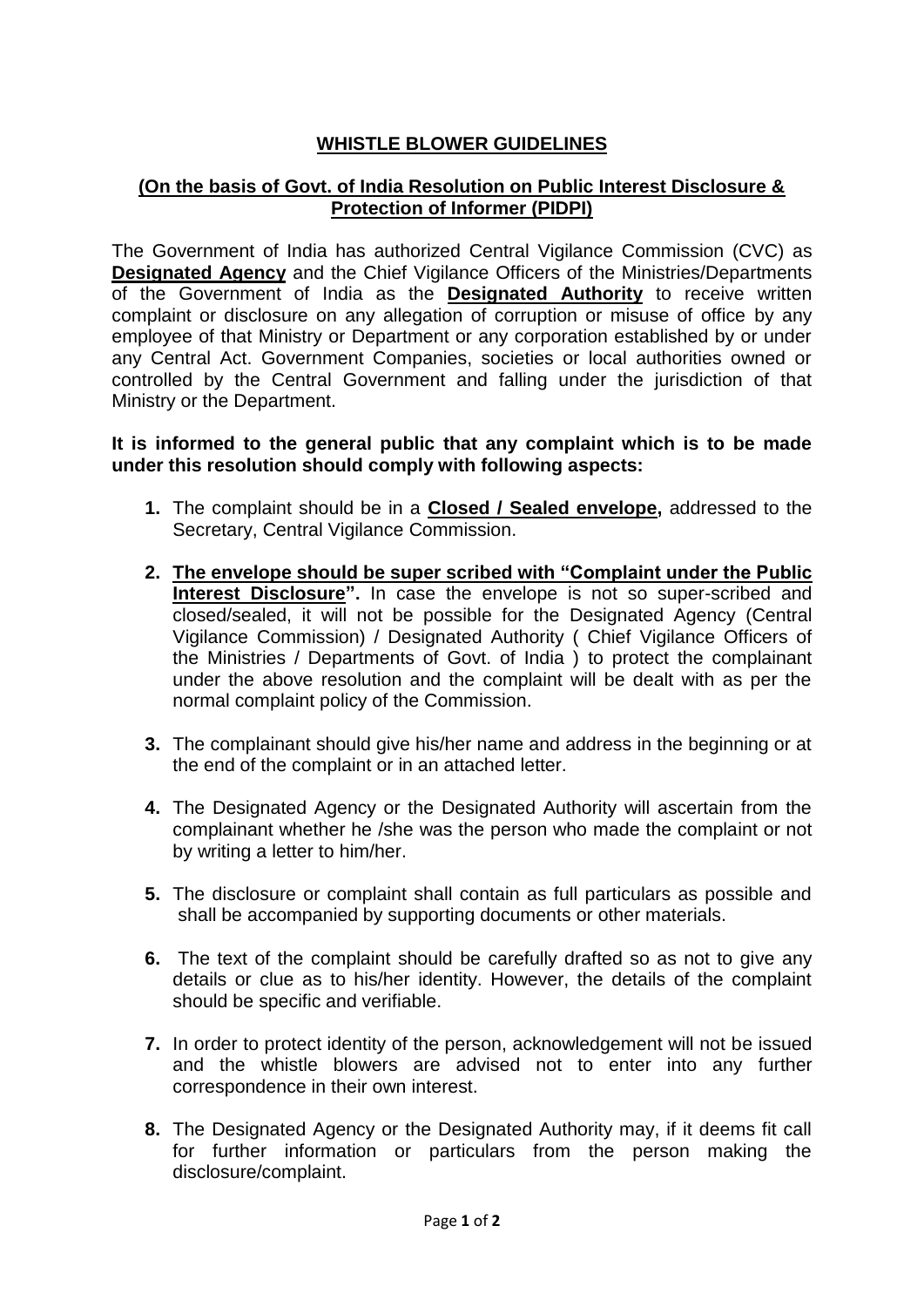# WHISTLE BLOWER GUIDELINES

## (On the basis of Govt. of India Resolution on Public Interest Disclosure & Protection of Informer (PIDPI)

The Government of India has authorized Central Vigilance Commission (CVC) as **Designated Agency** and the Chief Vigilance Officers of the Ministries/Departments of the Government of India as the **Designated Authority** to receive written complaint or disclosure on any allegation of corruption or misuse of office by any employee of that Ministry or Department or any corporation established by or under any Central Act. Government Companies, societies or local authorities owned or controlled by the Central Government and falling under the jurisdiction of that Ministry or the Department.

**It is informed to the general public that any complaint which is to be made under this resolution should comply with following aspects:**

1. The complaint should be in a **Closed / Sealed envelope,** addressed to the Secretary, Central Vigilance Commission.
2. **The envelope should be super scribed with "Complaint under the Public Interest Disclosure".** In case the envelope is not so super-scribed and closed/sealed, it will not be possible for the Designated Agency (Central Vigilance Commission) / Designated Authority ( Chief Vigilance Officers of the Ministries / Departments of Govt. of India ) to protect the complainant under the above resolution and the complaint will be dealt with as per the normal complaint policy of the Commission.
3. The complainant should give his/her name and address in the beginning or at the end of the complaint or in an attached letter.
4. The Designated Agency or the Designated Authority will ascertain from the complainant whether he /she was the person who made the complaint or not by writing a letter to him/her.
5. The disclosure or complaint shall contain as full particulars as possible and shall be accompanied by supporting documents or other materials.
6. The text of the complaint should be carefully drafted so as not to give any details or clue as to his/her identity. However, the details of the complaint should be specific and verifiable.
7. In order to protect identity of the person, acknowledgement will not be issued and the whistle blowers are advised not to enter into any further correspondence in their own interest.
8. The Designated Agency or the Designated Authority may, if it deems fit call for further information or particulars from the person making the disclosure/complaint.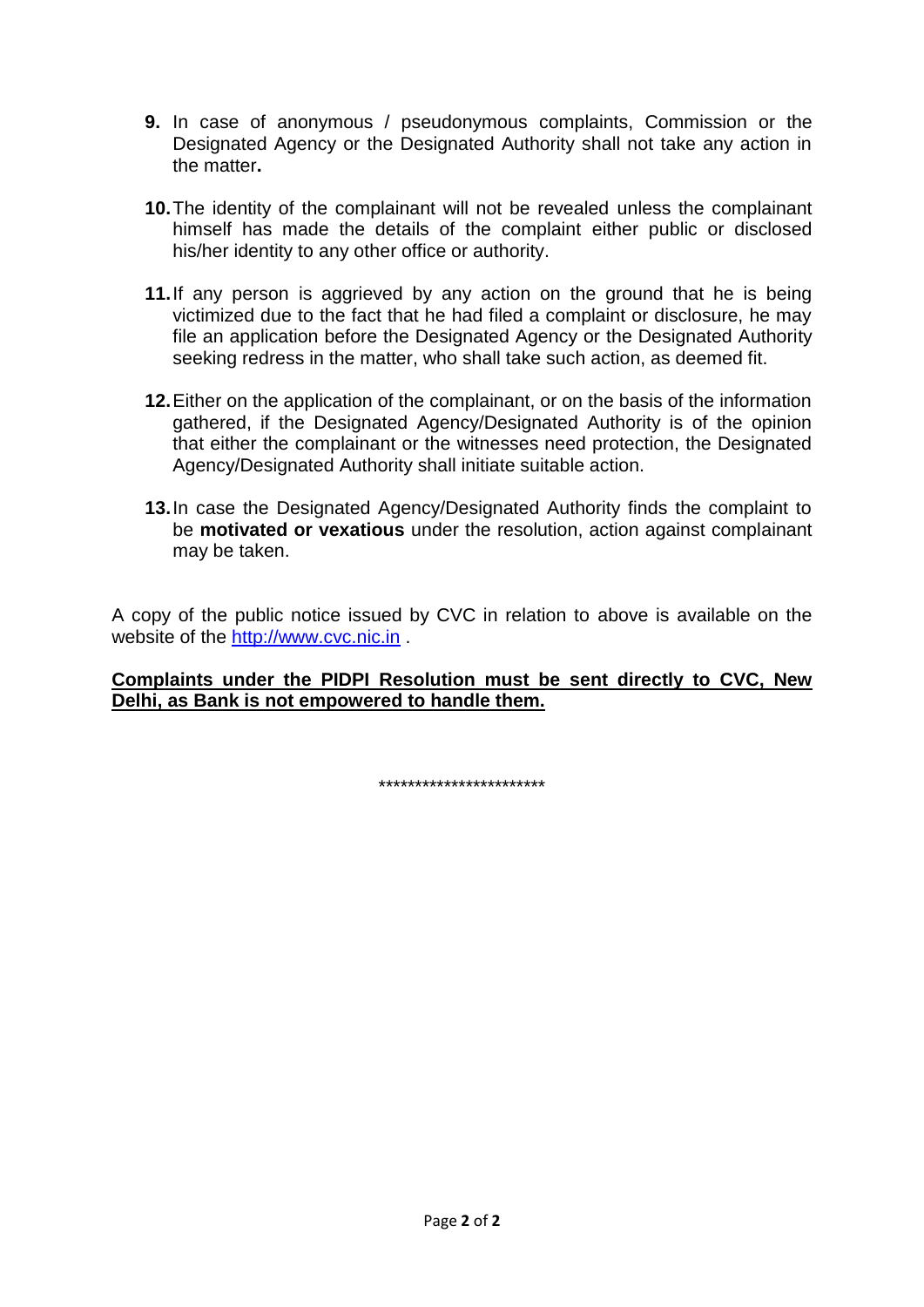9. In case of anonymous / pseudonymous complaints, Commission or the Designated Agency or the Designated Authority shall not take any action in the matter**.**

10. The identity of the complainant will not be revealed unless the complainant himself has made the details of the complaint either public or disclosed his/her identity to any other office or authority.

11. If any person is aggrieved by any action on the ground that he is being victimized due to the fact that he had filed a complaint or disclosure, he may file an application before the Designated Agency or the Designated Authority seeking redress in the matter, who shall take such action, as deemed fit.

12. Either on the application of the complainant, or on the basis of the information gathered, if the Designated Agency/Designated Authority is of the opinion that either the complainant or the witnesses need protection, the Designated Agency/Designated Authority shall initiate suitable action.

13. In case the Designated Agency/Designated Authority finds the complaint to be **motivated or vexatious** under the resolution, action against complainant may be taken.

A copy of the public notice issued by CVC in relation to above is available on the website of the [http://www.cvc.nic.in](http://www.cvc.nic.in) .

**Complaints under the PIDPI Resolution must be sent directly to CVC, New Delhi, as Bank is not empowered to handle them.**

***********************